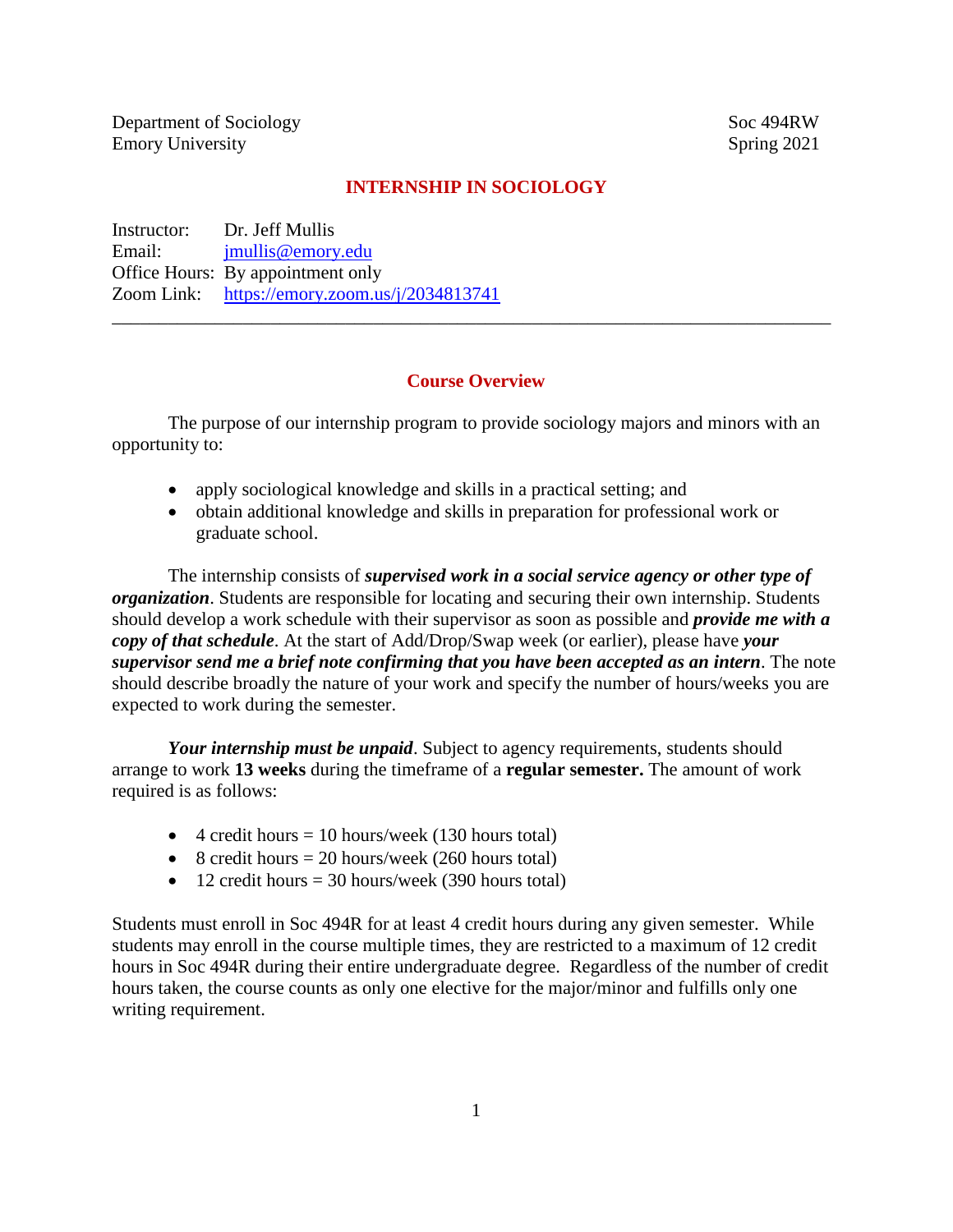Department of Sociology
Emory University

Soc 494RW
Spring 2021

# INTERNSHIP IN SOCIOLOGY

Instructor: Dr. Jeff Mullis
Email: jmullis@emory.edu
Office Hours: By appointment only
Zoom Link: https://emory.zoom.us/j/2034813741

---

## Course Overview

The purpose of our internship program to provide sociology majors and minors with an opportunity to:

- apply sociological knowledge and skills in a practical setting; and
- obtain additional knowledge and skills in preparation for professional work or graduate school.

The internship consists of ***supervised work in a social service agency or other type of organization***. Students are responsible for locating and securing their own internship. Students should develop a work schedule with their supervisor as soon as possible and ***provide me with a copy of that schedule***. At the start of Add/Drop/Swap week (or earlier), please have ***your supervisor send me a brief note confirming that you have been accepted as an intern***. The note should describe broadly the nature of your work and specify the number of hours/weeks you are expected to work during the semester.

***Your internship must be unpaid***. Subject to agency requirements, students should arrange to work **13 weeks** during the timeframe of a **regular semester.** The amount of work required is as follows:

- 4 credit hours = 10 hours/week (130 hours total)
- 8 credit hours = 20 hours/week (260 hours total)
- 12 credit hours = 30 hours/week (390 hours total)

Students must enroll in Soc 494R for at least 4 credit hours during any given semester. While students may enroll in the course multiple times, they are restricted to a maximum of 12 credit hours in Soc 494R during their entire undergraduate degree. Regardless of the number of credit hours taken, the course counts as only one elective for the major/minor and fulfills only one writing requirement.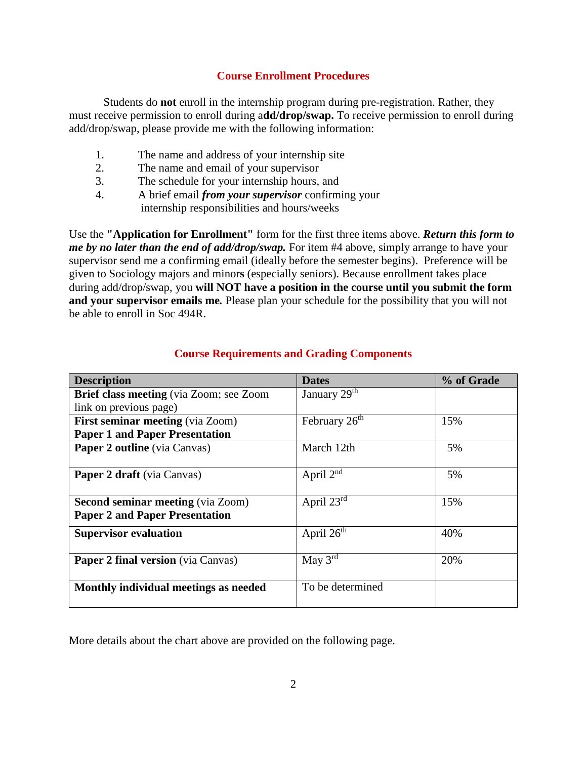## Course Enrollment Procedures

Students do **not** enroll in the internship program during pre-registration. Rather, they must receive permission to enroll during a**dd/drop/swap.** To receive permission to enroll during add/drop/swap, please provide me with the following information:

1. The name and address of your internship site
2. The name and email of your supervisor
3. The schedule for your internship hours, and
4. A brief email ***from your supervisor*** confirming your internship responsibilities and hours/weeks

Use the **"Application for Enrollment"** form for the first three items above. ***Return this form to me by no later than the end of add/drop/swap.*** For item #4 above, simply arrange to have your supervisor send me a confirming email (ideally before the semester begins). Preference will be given to Sociology majors and minor**s** (especially seniors). Because enrollment takes place during add/drop/swap, you **will NOT have a position in the course until you submit the form and your supervisor emails me.** Please plan your schedule for the possibility that you will not be able to enroll in Soc 494R.

## Course Requirements and Grading Components

| **Description** | **Dates** | **% of Grade** |
|---|---|---|
| **Brief class meeting** (via Zoom; see Zoom link on previous page) | January 29th | |
| **First seminar meeting** (via Zoom) **Paper 1 and Paper Presentation** | February 26th | 15% |
| **Paper 2 outline** (via Canvas) | March 12th | 5% |
| **Paper 2 draft** (via Canvas) | April 2nd | 5% |
| **Second seminar meeting** (via Zoom) **Paper 2 and Paper Presentation** | April 23rd | 15% |
| **Supervisor evaluation** | April 26th | 40% |
| **Paper 2 final version** (via Canvas) | May 3rd | 20% |
| **Monthly individual meetings as needed** | To be determined | |

More details about the chart above are provided on the following page.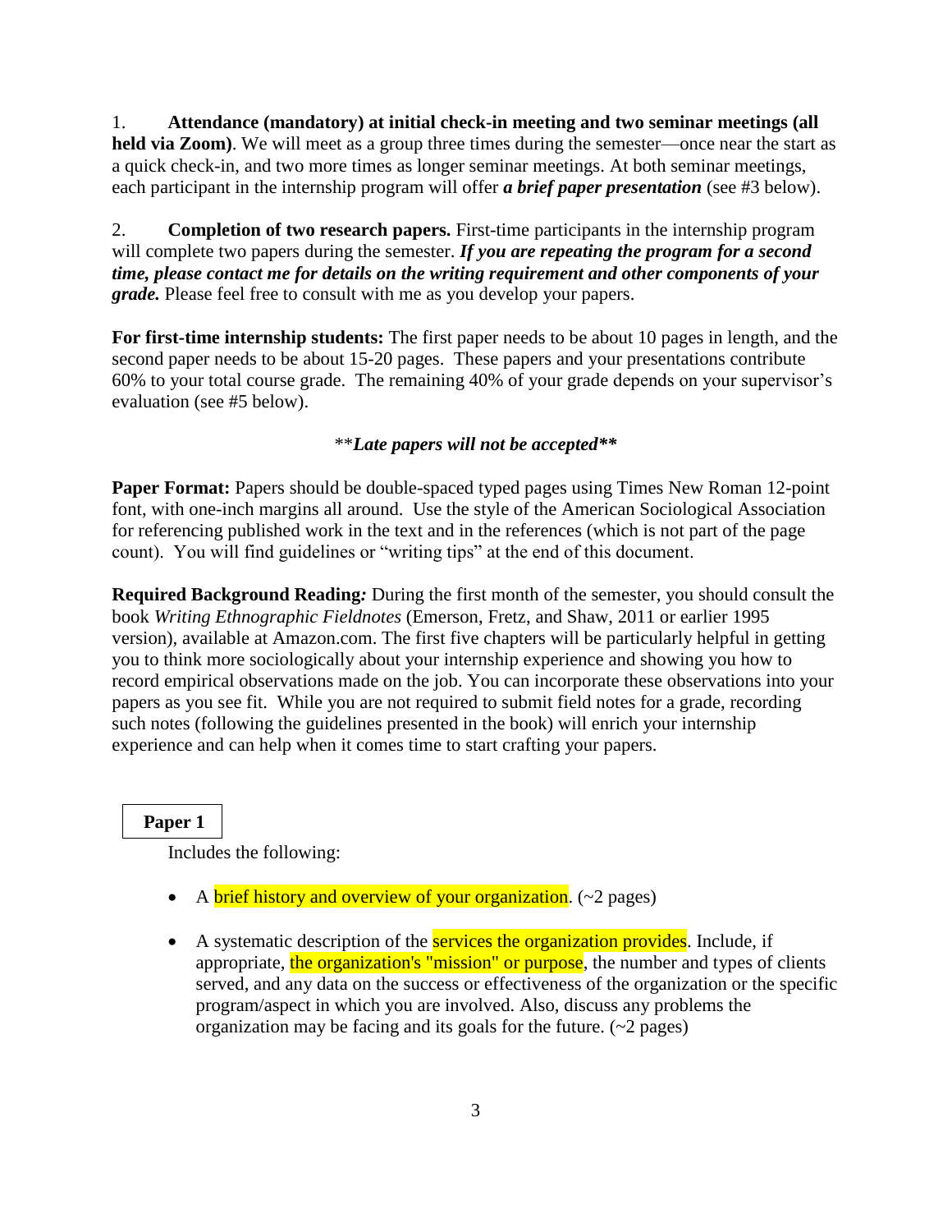1. **Attendance (mandatory) at initial check-in meeting and two seminar meetings (all held via Zoom)**. We will meet as a group three times during the semester—once near the start as a quick check-in, and two more times as longer seminar meetings. At both seminar meetings, each participant in the internship program will offer ***a brief paper presentation*** (see #3 below).

2. **Completion of two research papers.** First-time participants in the internship program will complete two papers during the semester. ***If you are repeating the program for a second time, please contact me for details on the writing requirement and other components of your grade.*** Please feel free to consult with me as you develop your papers.

**For first-time internship students:** The first paper needs to be about 10 pages in length, and the second paper needs to be about 15-20 pages. These papers and your presentations contribute 60% to your total course grade. The remaining 40% of your grade depends on your supervisor's evaluation (see #5 below).

***\*\*Late papers will not be accepted\*\****

**Paper Format:** Papers should be double-spaced typed pages using Times New Roman 12-point font, with one-inch margins all around. Use the style of the American Sociological Association for referencing published work in the text and in the references (which is not part of the page count). You will find guidelines or "writing tips" at the end of this document.

**Required Background Reading*:*** During the first month of the semester, you should consult the book *Writing Ethnographic Fieldnotes* (Emerson, Fretz, and Shaw, 2011 or earlier 1995 version), available at Amazon.com. The first five chapters will be particularly helpful in getting you to think more sociologically about your internship experience and showing you how to record empirical observations made on the job. You can incorporate these observations into your papers as you see fit. While you are not required to submit field notes for a grade, recording such notes (following the guidelines presented in the book) will enrich your internship experience and can help when it comes time to start crafting your papers.

**Paper 1**

Includes the following:

- A brief history and overview of your organization. (~2 pages)
- A systematic description of the services the organization provides. Include, if appropriate, the organization's "mission" or purpose, the number and types of clients served, and any data on the success or effectiveness of the organization or the specific program/aspect in which you are involved. Also, discuss any problems the organization may be facing and its goals for the future. (~2 pages)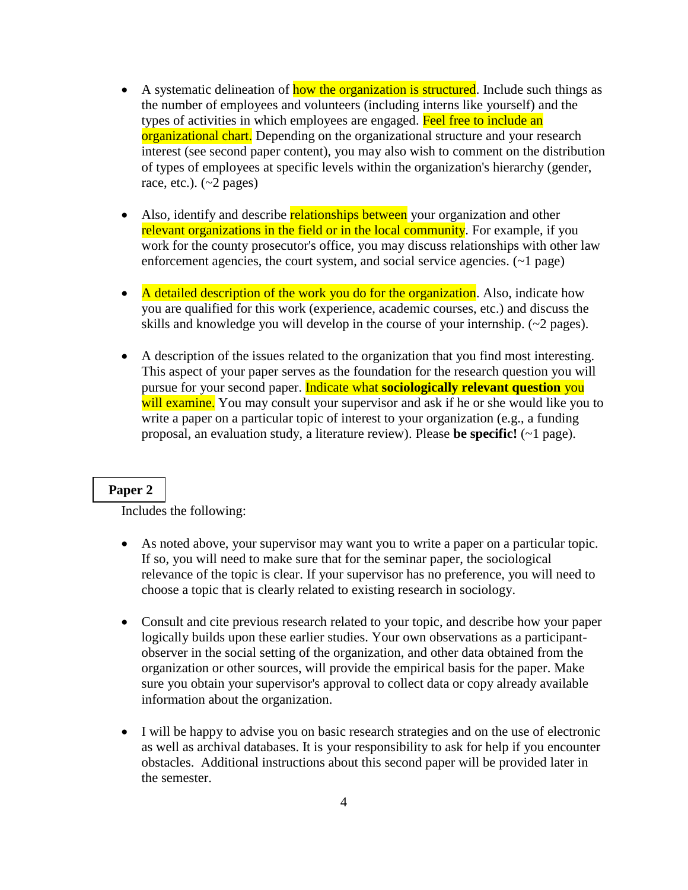- A systematic delineation of how the organization is structured. Include such things as the number of employees and volunteers (including interns like yourself) and the types of activities in which employees are engaged. Feel free to include an organizational chart. Depending on the organizational structure and your research interest (see second paper content), you may also wish to comment on the distribution of types of employees at specific levels within the organization's hierarchy (gender, race, etc.). (~2 pages)

- Also, identify and describe relationships between your organization and other relevant organizations in the field or in the local community. For example, if you work for the county prosecutor's office, you may discuss relationships with other law enforcement agencies, the court system, and social service agencies. (~1 page)

- A detailed description of the work you do for the organization. Also, indicate how you are qualified for this work (experience, academic courses, etc.) and discuss the skills and knowledge you will develop in the course of your internship. (~2 pages).

- A description of the issues related to the organization that you find most interesting. This aspect of your paper serves as the foundation for the research question you will pursue for your second paper. Indicate what **sociologically relevant question** you will examine. You may consult your supervisor and ask if he or she would like you to write a paper on a particular topic of interest to your organization (e.g., a funding proposal, an evaluation study, a literature review). Please **be specific!** (~1 page).

**Paper 2**

Includes the following:

- As noted above, your supervisor may want you to write a paper on a particular topic. If so, you will need to make sure that for the seminar paper, the sociological relevance of the topic is clear. If your supervisor has no preference, you will need to choose a topic that is clearly related to existing research in sociology.

- Consult and cite previous research related to your topic, and describe how your paper logically builds upon these earlier studies. Your own observations as a participant-observer in the social setting of the organization, and other data obtained from the organization or other sources, will provide the empirical basis for the paper. Make sure you obtain your supervisor's approval to collect data or copy already available information about the organization.

- I will be happy to advise you on basic research strategies and on the use of electronic as well as archival databases. It is your responsibility to ask for help if you encounter obstacles. Additional instructions about this second paper will be provided later in the semester.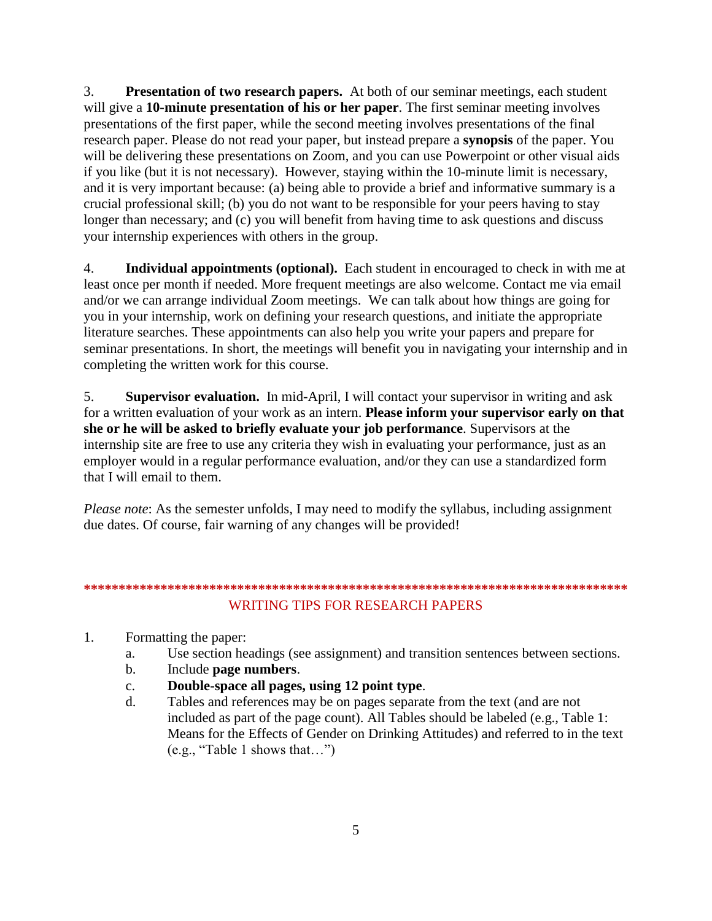3. **Presentation of two research papers.** At both of our seminar meetings, each student will give a **10-minute presentation of his or her paper**. The first seminar meeting involves presentations of the first paper, while the second meeting involves presentations of the final research paper. Please do not read your paper, but instead prepare a **synopsis** of the paper. You will be delivering these presentations on Zoom, and you can use Powerpoint or other visual aids if you like (but it is not necessary). However, staying within the 10-minute limit is necessary, and it is very important because: (a) being able to provide a brief and informative summary is a crucial professional skill; (b) you do not want to be responsible for your peers having to stay longer than necessary; and (c) you will benefit from having time to ask questions and discuss your internship experiences with others in the group.

4. **Individual appointments (optional).** Each student in encouraged to check in with me at least once per month if needed. More frequent meetings are also welcome. Contact me via email and/or we can arrange individual Zoom meetings. We can talk about how things are going for you in your internship, work on defining your research questions, and initiate the appropriate literature searches. These appointments can also help you write your papers and prepare for seminar presentations. In short, the meetings will benefit you in navigating your internship and in completing the written work for this course.

5. **Supervisor evaluation.** In mid-April, I will contact your supervisor in writing and ask for a written evaluation of your work as an intern. **Please inform your supervisor early on that she or he will be asked to briefly evaluate your job performance**. Supervisors at the internship site are free to use any criteria they wish in evaluating your performance, just as an employer would in a regular performance evaluation, and/or they can use a standardized form that I will email to them.

*Please note*: As the semester unfolds, I may need to modify the syllabus, including assignment due dates. Of course, fair warning of any changes will be provided!

**********************************************************************************

## WRITING TIPS FOR RESEARCH PAPERS

1. Formatting the paper:
   a. Use section headings (see assignment) and transition sentences between sections.
   b. Include **page numbers**.
   c. **Double-space all pages, using 12 point type**.
   d. Tables and references may be on pages separate from the text (and are not included as part of the page count). All Tables should be labeled (e.g., Table 1: Means for the Effects of Gender on Drinking Attitudes) and referred to in the text (e.g., "Table 1 shows that…")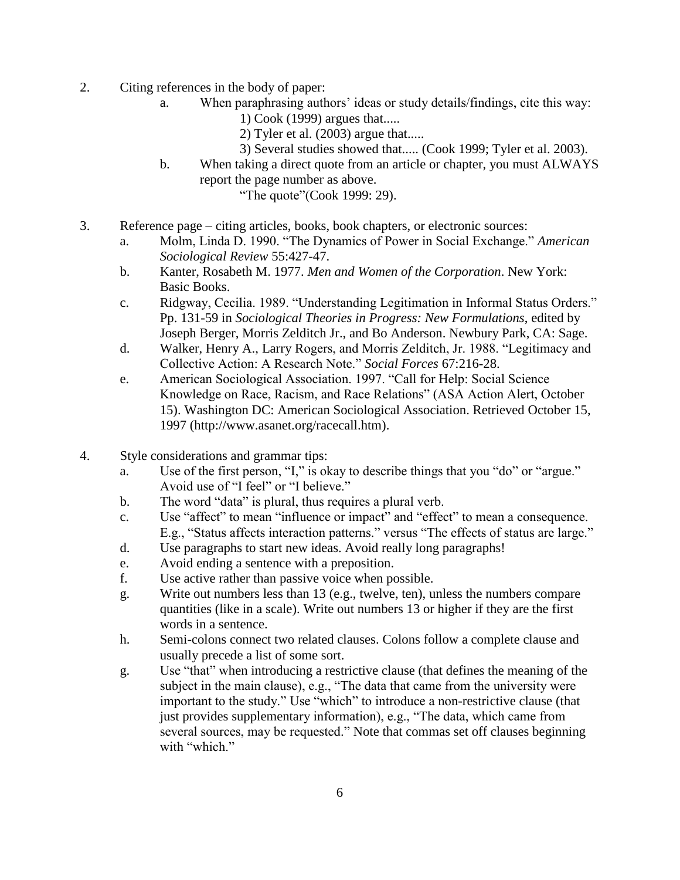2. Citing references in the body of paper:
    a. When paraphrasing authors' ideas or study details/findings, cite this way:
        1) Cook (1999) argues that.....
        2) Tyler et al. (2003) argue that.....
        3) Several studies showed that..... (Cook 1999; Tyler et al. 2003).
    b. When taking a direct quote from an article or chapter, you must ALWAYS report the page number as above.
        "The quote"(Cook 1999: 29).

3. Reference page – citing articles, books, book chapters, or electronic sources:
    a. Molm, Linda D. 1990. "The Dynamics of Power in Social Exchange." *American Sociological Review* 55:427-47.
    b. Kanter, Rosabeth M. 1977. *Men and Women of the Corporation*. New York: Basic Books.
    c. Ridgway, Cecilia. 1989. "Understanding Legitimation in Informal Status Orders." Pp. 131-59 in *Sociological Theories in Progress: New Formulations*, edited by Joseph Berger, Morris Zelditch Jr., and Bo Anderson. Newbury Park, CA: Sage.
    d. Walker, Henry A., Larry Rogers, and Morris Zelditch, Jr. 1988. "Legitimacy and Collective Action: A Research Note." *Social Forces* 67:216-28.
    e. American Sociological Association. 1997. "Call for Help: Social Science Knowledge on Race, Racism, and Race Relations" (ASA Action Alert, October 15). Washington DC: American Sociological Association. Retrieved October 15, 1997 (http://www.asanet.org/racecall.htm).

4. Style considerations and grammar tips:
    a. Use of the first person, "I," is okay to describe things that you "do" or "argue." Avoid use of "I feel" or "I believe."
    b. The word "data" is plural, thus requires a plural verb.
    c. Use "affect" to mean "influence or impact" and "effect" to mean a consequence. E.g., "Status affects interaction patterns." versus "The effects of status are large."
    d. Use paragraphs to start new ideas. Avoid really long paragraphs!
    e. Avoid ending a sentence with a preposition.
    f. Use active rather than passive voice when possible.
    g. Write out numbers less than 13 (e.g., twelve, ten), unless the numbers compare quantities (like in a scale). Write out numbers 13 or higher if they are the first words in a sentence.
    h. Semi-colons connect two related clauses. Colons follow a complete clause and usually precede a list of some sort.
    g. Use "that" when introducing a restrictive clause (that defines the meaning of the subject in the main clause), e.g., "The data that came from the university were important to the study." Use "which" to introduce a non-restrictive clause (that just provides supplementary information), e.g., "The data, which came from several sources, may be requested." Note that commas set off clauses beginning with "which."